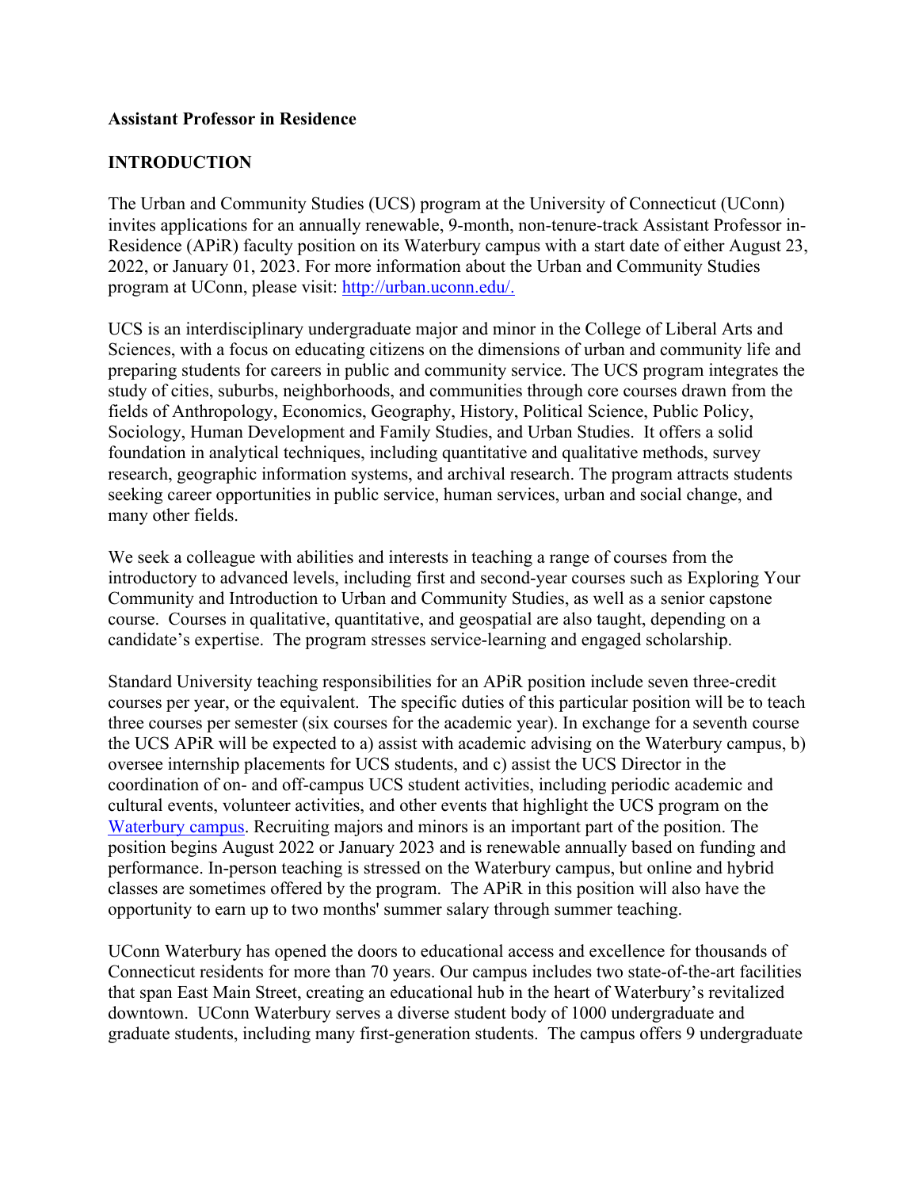**Assistant Professor in Residence**

**INTRODUCTION**

The Urban and Community Studies (UCS) program at the University of Connecticut (UConn) invites applications for an annually renewable, 9-month, non-tenure-track Assistant Professor in-Residence (APiR) faculty position on its Waterbury campus with a start date of either August 23, 2022, or January 01, 2023. For more information about the Urban and Community Studies program at UConn, please visit: [http://urban.uconn.edu/.](http://urban.uconn.edu/)

UCS is an interdisciplinary undergraduate major and minor in the College of Liberal Arts and Sciences, with a focus on educating citizens on the dimensions of urban and community life and preparing students for careers in public and community service. The UCS program integrates the study of cities, suburbs, neighborhoods, and communities through core courses drawn from the fields of Anthropology, Economics, Geography, History, Political Science, Public Policy, Sociology, Human Development and Family Studies, and Urban Studies. It offers a solid foundation in analytical techniques, including quantitative and qualitative methods, survey research, geographic information systems, and archival research. The program attracts students seeking career opportunities in public service, human services, urban and social change, and many other fields.

We seek a colleague with abilities and interests in teaching a range of courses from the introductory to advanced levels, including first and second-year courses such as Exploring Your Community and Introduction to Urban and Community Studies, as well as a senior capstone course. Courses in qualitative, quantitative, and geospatial are also taught, depending on a candidate's expertise. The program stresses service-learning and engaged scholarship.

Standard University teaching responsibilities for an APiR position include seven three-credit courses per year, or the equivalent. The specific duties of this particular position will be to teach three courses per semester (six courses for the academic year). In exchange for a seventh course the UCS APiR will be expected to a) assist with academic advising on the Waterbury campus, b) oversee internship placements for UCS students, and c) assist the UCS Director in the coordination of on- and off-campus UCS student activities, including periodic academic and cultural events, volunteer activities, and other events that highlight the UCS program on the Waterbury campus. Recruiting majors and minors is an important part of the position. The position begins August 2022 or January 2023 and is renewable annually based on funding and performance. In-person teaching is stressed on the Waterbury campus, but online and hybrid classes are sometimes offered by the program. The APiR in this position will also have the opportunity to earn up to two months' summer salary through summer teaching.

UConn Waterbury has opened the doors to educational access and excellence for thousands of Connecticut residents for more than 70 years. Our campus includes two state-of-the-art facilities that span East Main Street, creating an educational hub in the heart of Waterbury's revitalized downtown. UConn Waterbury serves a diverse student body of 1000 undergraduate and graduate students, including many first-generation students. The campus offers 9 undergraduate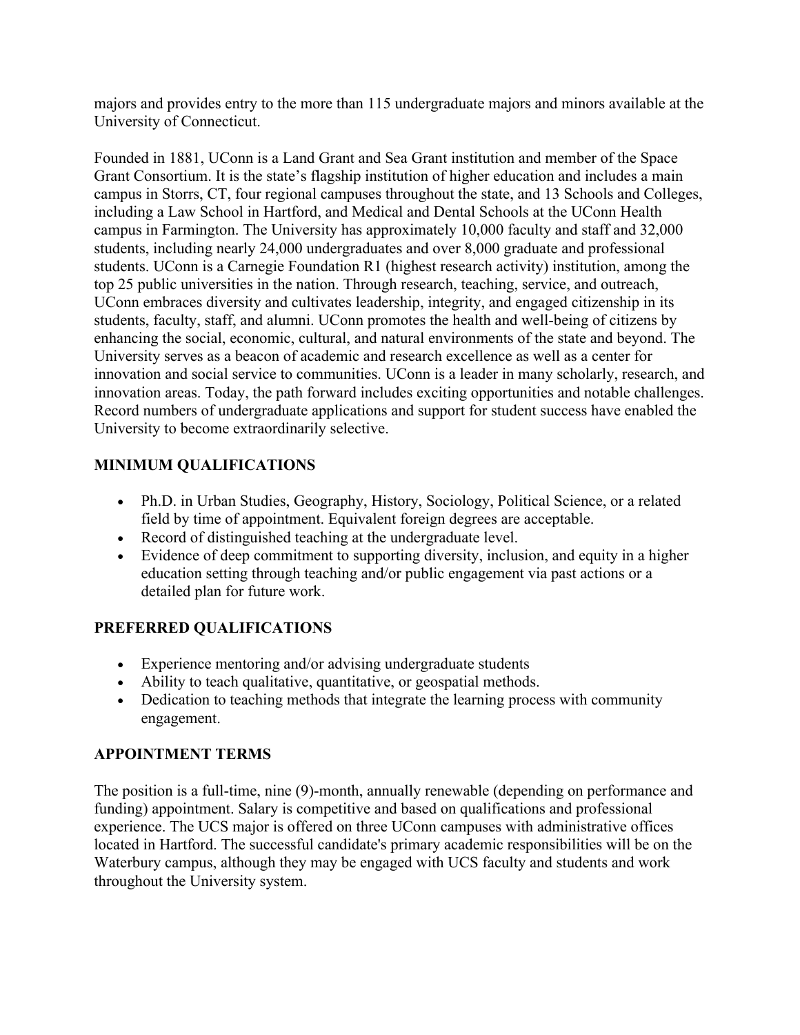majors and provides entry to the more than 115 undergraduate majors and minors available at the University of Connecticut.

Founded in 1881, UConn is a Land Grant and Sea Grant institution and member of the Space Grant Consortium. It is the state's flagship institution of higher education and includes a main campus in Storrs, CT, four regional campuses throughout the state, and 13 Schools and Colleges, including a Law School in Hartford, and Medical and Dental Schools at the UConn Health campus in Farmington. The University has approximately 10,000 faculty and staff and 32,000 students, including nearly 24,000 undergraduates and over 8,000 graduate and professional students. UConn is a Carnegie Foundation R1 (highest research activity) institution, among the top 25 public universities in the nation. Through research, teaching, service, and outreach, UConn embraces diversity and cultivates leadership, integrity, and engaged citizenship in its students, faculty, staff, and alumni. UConn promotes the health and well-being of citizens by enhancing the social, economic, cultural, and natural environments of the state and beyond. The University serves as a beacon of academic and research excellence as well as a center for innovation and social service to communities. UConn is a leader in many scholarly, research, and innovation areas. Today, the path forward includes exciting opportunities and notable challenges. Record numbers of undergraduate applications and support for student success have enabled the University to become extraordinarily selective.

## MINIMUM QUALIFICATIONS

- Ph.D. in Urban Studies, Geography, History, Sociology, Political Science, or a related field by time of appointment. Equivalent foreign degrees are acceptable.
- Record of distinguished teaching at the undergraduate level.
- Evidence of deep commitment to supporting diversity, inclusion, and equity in a higher education setting through teaching and/or public engagement via past actions or a detailed plan for future work.

## PREFERRED QUALIFICATIONS

- Experience mentoring and/or advising undergraduate students
- Ability to teach qualitative, quantitative, or geospatial methods.
- Dedication to teaching methods that integrate the learning process with community engagement.

## APPOINTMENT TERMS

The position is a full-time, nine (9)-month, annually renewable (depending on performance and funding) appointment. Salary is competitive and based on qualifications and professional experience. The UCS major is offered on three UConn campuses with administrative offices located in Hartford. The successful candidate's primary academic responsibilities will be on the Waterbury campus, although they may be engaged with UCS faculty and students and work throughout the University system.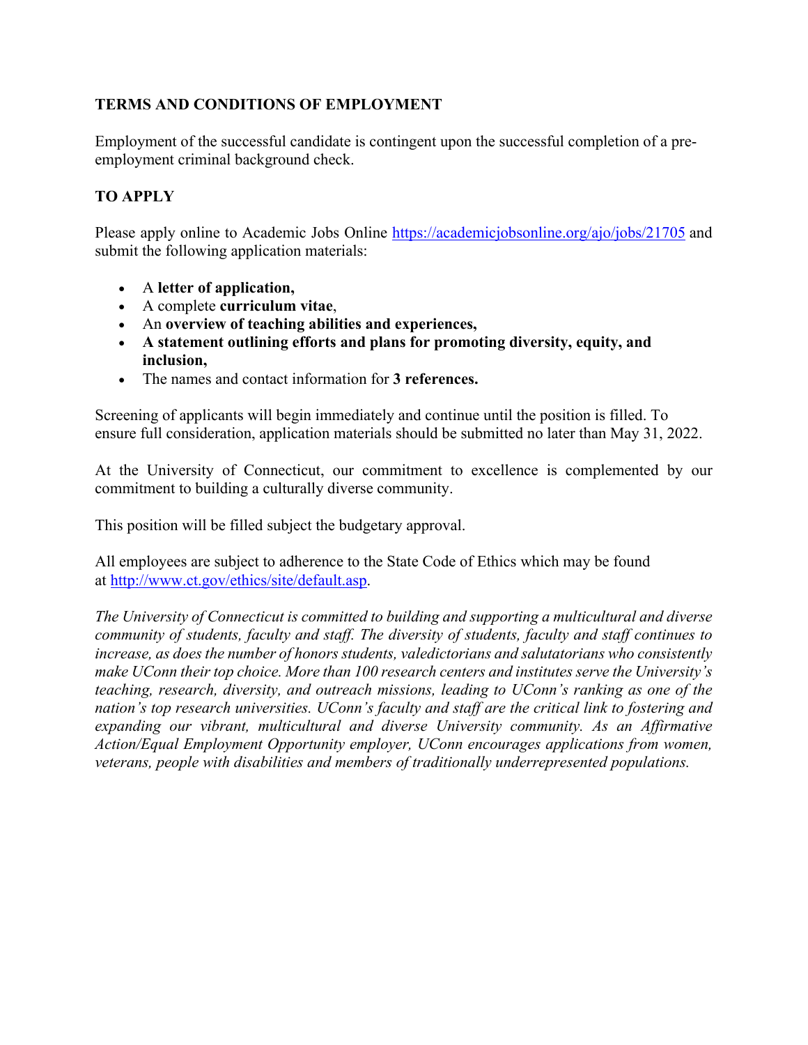## TERMS AND CONDITIONS OF EMPLOYMENT

Employment of the successful candidate is contingent upon the successful completion of a pre-employment criminal background check.

## TO APPLY

Please apply online to Academic Jobs Online https://academicjobsonline.org/ajo/jobs/21705 and submit the following application materials:

- A **letter of application,**
- A complete **curriculum vitae**,
- An **overview of teaching abilities and experiences,**
- **A statement outlining efforts and plans for promoting diversity, equity, and inclusion,**
- The names and contact information for **3 references.**

Screening of applicants will begin immediately and continue until the position is filled. To ensure full consideration, application materials should be submitted no later than May 31, 2022.

At the University of Connecticut, our commitment to excellence is complemented by our commitment to building a culturally diverse community.

This position will be filled subject the budgetary approval.

All employees are subject to adherence to the State Code of Ethics which may be found at http://www.ct.gov/ethics/site/default.asp.

*The University of Connecticut is committed to building and supporting a multicultural and diverse community of students, faculty and staff. The diversity of students, faculty and staff continues to increase, as does the number of honors students, valedictorians and salutatorians who consistently make UConn their top choice. More than 100 research centers and institutes serve the University's teaching, research, diversity, and outreach missions, leading to UConn's ranking as one of the nation's top research universities. UConn's faculty and staff are the critical link to fostering and expanding our vibrant, multicultural and diverse University community. As an Affirmative Action/Equal Employment Opportunity employer, UConn encourages applications from women, veterans, people with disabilities and members of traditionally underrepresented populations.*